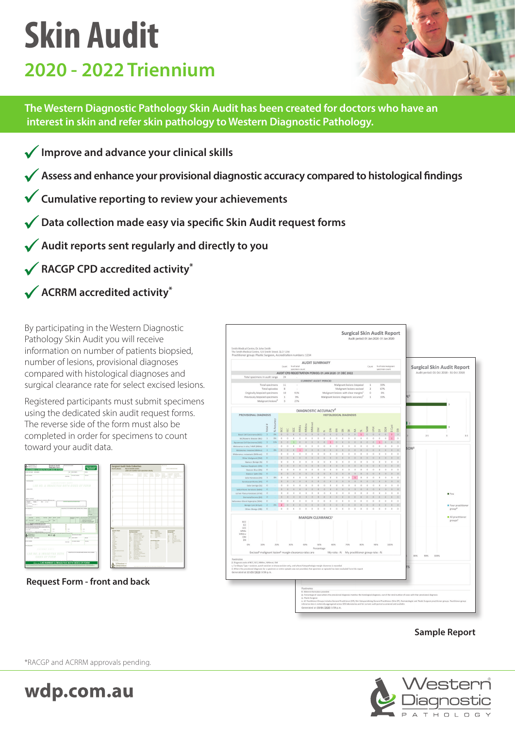# Skin Audit

## 2020 - 2022 Triennium

**The Western Diagnostic Pathology Skin Audit has been created for doctors who have an interest in skin and refer skin pathology to Western Diagnostic Pathology.**

- ✓ **Improve and advance your clinical skills**
- ✓ **Assess and enhance your provisional diagnostic accuracy compared to histological findings**
- ✓ **Cumulative reporting to review your achievements**
- ✓ **Data collection made easy via specific Skin Audit request forms**
- ✓ **Audit reports sent regularly and directly to you**
- ✓ **RACGP CPD accredited activity***
- ✓ **ACRRM accredited activity***

By participating in the Western Diagnostic Pathology Skin Audit you will receive information on number of patients biopsied, number of lesions, provisional diagnoses compared with histological diagnoses and surgical clearance rate for select excised lesions.

Registered participants must submit specimens using the dedicated skin audit request forms. The reverse side of the form must also be completed in order for specimens to count toward your audit data.

**Request Form - front and back**

**Sample Report**

*RACGP and ACRRM approvals pending.

**wdp.com.au**

Western Diagnostic PATHOLOGY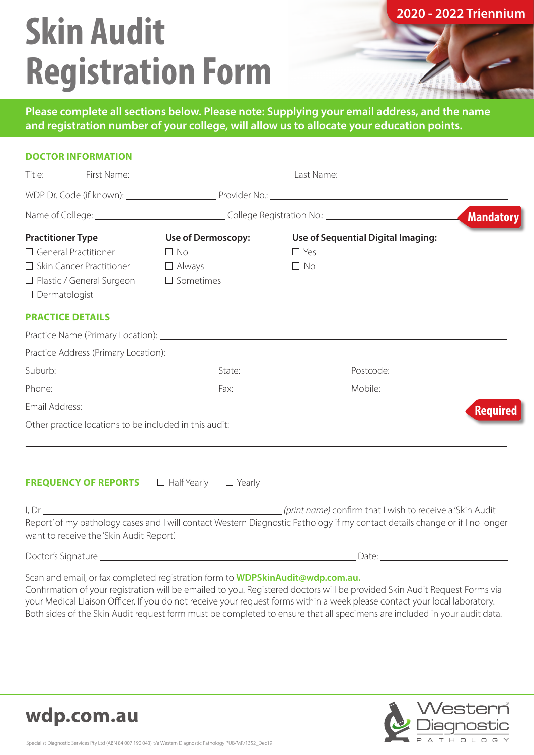2020 - 2022 Triennium

# Skin Audit Registration Form

**Please complete all sections below. Please note: Supplying your email address, and the name and registration number of your college, will allow us to allocate your education points.**

## DOCTOR INFORMATION

Title: ________ First Name: ______________________________ Last Name: ______________________________

WDP Dr. Code (if known): ________________ Provider No.: ______________________________

Name of College: ________________________ College Registration No.: ________________________ **Mandatory**

**Practitioner Type**
- ☐ General Practitioner
- ☐ Skin Cancer Practitioner
- ☐ Plastic / General Surgeon
- ☐ Dermatologist

**Use of Dermoscopy:**
- ☐ No
- ☐ Always
- ☐ Sometimes

**Use of Sequential Digital Imaging:**
- ☐ Yes
- ☐ No

## PRACTICE DETAILS

Practice Name (Primary Location): ______________________________

Practice Address (Primary Location): ______________________________

Suburb: ____________________ State: ________________ Postcode: ________________

Phone: ____________________ Fax: ________________ Mobile: ________________

Email Address: ______________________________ **Required**

Other practice locations to be included in this audit: ______________________________

______________________________

______________________________

## FREQUENCY OF REPORTS

☐ Half Yearly ☐ Yearly

I, Dr ______________________________ *(print name)* confirm that I wish to receive a 'Skin Audit Report' of my pathology cases and I will contact Western Diagnostic Pathology if my contact details change or if I no longer want to receive the 'Skin Audit Report'.

Doctor's Signature ______________________________ Date: ________________

Scan and email, or fax completed registration form to **WDPSkinAudit@wdp.com.au.**
Confirmation of your registration will be emailed to you. Registered doctors will be provided Skin Audit Request Forms via your Medical Liaison Officer. If you do not receive your request forms within a week please contact your local laboratory. Both sides of the Skin Audit request form must be completed to ensure that all specimens are included in your audit data.

**wdp.com.au**

Western Diagnostic PATHOLOGY

Specialist Diagnostic Services Pty Ltd (ABN 84 007 190 043) t/a Western Diagnostic Pathology PUB/MR/1352_Dec19